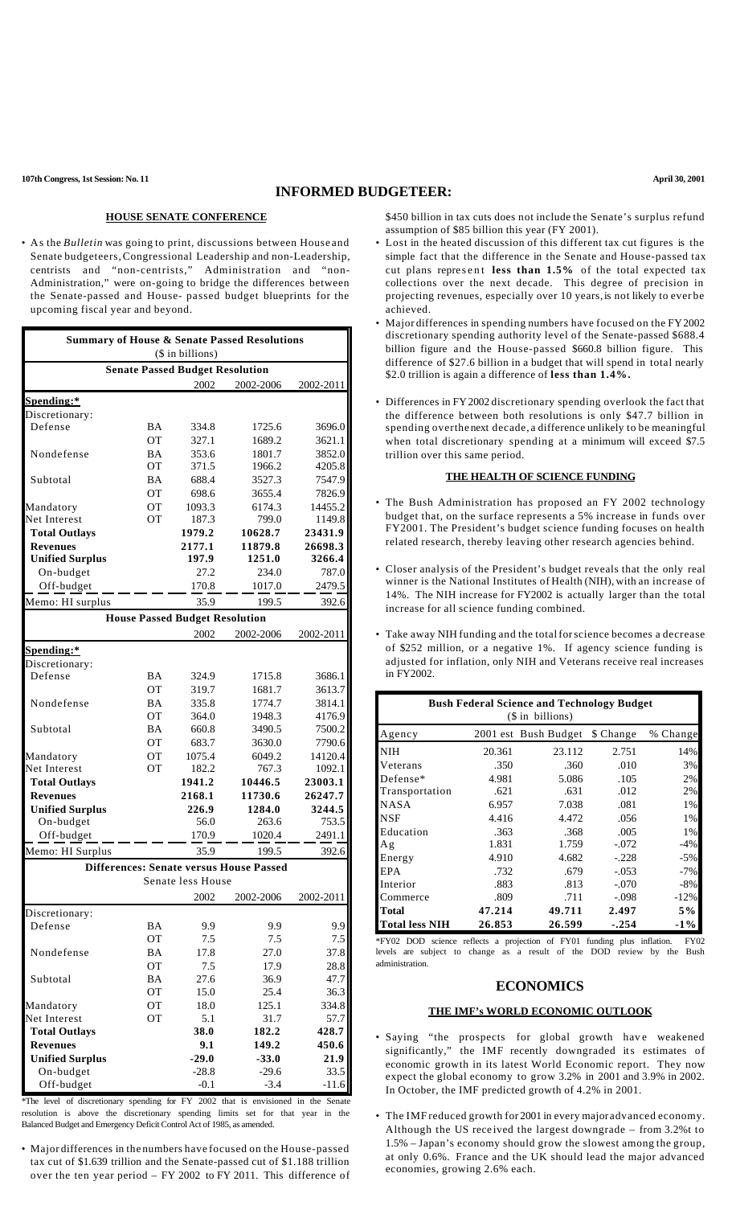**107th Congress, 1st Session: No. 11** **April 30, 2001**

# INFORMED BUDGETEER:

## HOUSE SENATE CONFERENCE

- As the *Bulletin* was going to print, discussions between House and Senate budgeteers, Congressional Leadership and non-Leadership, centrists and "non-centrists," Administration and "non-Administration," were on-going to bridge the differences between the Senate-passed and House- passed budget blueprints for the upcoming fiscal year and beyond.

| Summary of House & Senate Passed Resolutions ($ in billions) | | | | |
|---|---|---|---|---|
| **Senate Passed Budget Resolution** | | | | |
| | | 2002 | 2002-2006 | 2002-2011 |
| **Spending:*** | | | | |
| Discretionary: | | | | |
| Defense | BA | 334.8 | 1725.6 | 3696.0 |
| | OT | 327.1 | 1689.2 | 3621.1 |
| Nondefense | BA | 353.6 | 1801.7 | 3852.0 |
| | OT | 371.5 | 1966.2 | 4205.8 |
| Subtotal | BA | 688.4 | 3527.3 | 7547.9 |
| | OT | 698.6 | 3655.4 | 7826.9 |
| Mandatory | OT | 1093.3 | 6174.3 | 14455.2 |
| Net Interest | OT | 187.3 | 799.0 | 1149.8 |
| **Total Outlays** | | **1979.2** | **10628.7** | **23431.9** |
| **Revenues** | | **2177.1** | **11879.8** | **26698.3** |
| **Unified Surplus** | | **197.9** | **1251.0** | **3266.4** |
| On-budget | | 27.2 | 234.0 | 787.0 |
| Off-budget | | 170.8 | 1017.0 | 2479.5 |
| Memo: HI surplus | | 35.9 | 199.5 | 392.6 |
| **House Passed Budget Resolution** | | | | |
| | | 2002 | 2002-2006 | 2002-2011 |
| **Spending:*** | | | | |
| Discretionary: | | | | |
| Defense | BA | 324.9 | 1715.8 | 3686.1 |
| | OT | 319.7 | 1681.7 | 3613.7 |
| Nondefense | BA | 335.8 | 1774.7 | 3814.1 |
| | OT | 364.0 | 1948.3 | 4176.9 |
| Subtotal | BA | 660.8 | 3490.5 | 7500.2 |
| | OT | 683.7 | 3630.0 | 7790.6 |
| Mandatory | OT | 1075.4 | 6049.2 | 14120.4 |
| Net Interest | OT | 182.2 | 767.3 | 1092.1 |
| **Total Outlays** | | **1941.2** | **10446.5** | **23003.1** |
| **Revenues** | | **2168.1** | **11730.6** | **26247.7** |
| **Unified Surplus** | | **226.9** | **1284.0** | **3244.5** |
| On-budget | | 56.0 | 263.6 | 753.5 |
| Off-budget | | 170.9 | 1020.4 | 2491.1 |
| Memo: HI Surplus | | 35.9 | 199.5 | 392.6 |
| **Differences: Senate versus House Passed** | | | | |
| Senate less House | | | | |
| | | 2002 | 2002-2006 | 2002-2011 |
| Discretionary: | | | | |
| Defense | BA | 9.9 | 9.9 | 9.9 |
| | OT | 7.5 | 7.5 | 7.5 |
| Nondefense | BA | 17.8 | 27.0 | 37.8 |
| | OT | 7.5 | 17.9 | 28.8 |
| Subtotal | BA | 27.6 | 36.9 | 47.7 |
| | OT | 15.0 | 25.4 | 36.3 |
| Mandatory | OT | 18.0 | 125.1 | 334.8 |
| Net Interest | OT | 5.1 | 31.7 | 57.7 |
| **Total Outlays** | | **38.0** | **182.2** | **428.7** |
| **Revenues** | | **9.1** | **149.2** | **450.6** |
| **Unified Surplus** | | **-29.0** | **-33.0** | **21.9** |
| On-budget | | -28.8 | -29.6 | 33.5 |
| Off-budget | | -0.1 | -3.4 | -11.6 |

*The level of discretionary spending for FY 2002 that is envisioned in the Senate resolution is above the discretionary spending limits set for that year in the Balanced Budget and Emergency Deficit Control Act of 1985, as amended.

- Major differences in the numbers have focused on the House-passed tax cut of $1.639 trillion and the Senate-passed cut of $1.188 trillion over the ten year period – FY 2002 to FY 2011. This difference of $450 billion in tax cuts does not include the Senate's surplus refund assumption of $85 billion this year (FY 2001).
- Lost in the heated discussion of this different tax cut figures is the simple fact that the difference in the Senate and House-passed tax cut plans represent **less than 1.5%** of the total expected tax collections over the next decade. This degree of precision in projecting revenues, especially over 10 years, is not likely to ever be achieved.
- Major differences in spending numbers have focused on the FY 2002 discretionary spending authority level of the Senate-passed $688.4 billion figure and the House-passed $660.8 billion figure. This difference of $27.6 billion in a budget that will spend in total nearly $2.0 trillion is again a difference of **less than 1.4%.**
- Differences in FY 2002 discretionary spending overlook the fact that the difference between both resolutions is only $47.7 billion in spending over the next decade, a difference unlikely to be meaningful when total discretionary spending at a minimum will exceed $7.5 trillion over this same period.

## THE HEALTH OF SCIENCE FUNDING

- The Bush Administration has proposed an FY 2002 technology budget that, on the surface represents a 5% increase in funds over FY2001. The President's budget science funding focuses on health related research, thereby leaving other research agencies behind.
- Closer analysis of the President's budget reveals that the only real winner is the National Institutes of Health (NIH), with an increase of 14%. The NIH increase for FY2002 is actually larger than the total increase for all science funding combined.
- Take away NIH funding and the total for science becomes a decrease of $252 million, or a negative 1%. If agency science funding is adjusted for inflation, only NIH and Veterans receive real increases in FY2002.

| Bush Federal Science and Technology Budget ($ in billions) | | | | |
|---|---|---|---|---|
| Agency | 2001 est | Bush Budget | $ Change | % Change |
| NIH | 20.361 | 23.112 | 2.751 | 14% |
| Veterans | .350 | .360 | .010 | 3% |
| Defense* | 4.981 | 5.086 | .105 | 2% |
| Transportation | .621 | .631 | .012 | 2% |
| NASA | 6.957 | 7.038 | .081 | 1% |
| NSF | 4.416 | 4.472 | .056 | 1% |
| Education | .363 | .368 | .005 | 1% |
| Ag | 1.831 | 1.759 | -.072 | -4% |
| Energy | 4.910 | 4.682 | -.228 | -5% |
| EPA | .732 | .679 | -.053 | -7% |
| Interior | .883 | .813 | -.070 | -8% |
| Commerce | .809 | .711 | -.098 | -12% |
| **Total** | **47.214** | **49.711** | **2.497** | **5%** |
| **Total less NIH** | **26.853** | **26.599** | **-.254** | **-1%** |

*FY02 DOD science reflects a projection of FY01 funding plus inflation. FY02 levels are subject to change as a result of the DOD review by the Bush administration.

# ECONOMICS

## THE IMF's WORLD ECONOMIC OUTLOOK

- Saying "the prospects for global growth have weakened significantly," the IMF recently downgraded its estimates of economic growth in its latest World Economic report. They now expect the global economy to grow 3.2% in 2001 and 3.9% in 2002. In October, the IMF predicted growth of 4.2% in 2001.
- The IMF reduced growth for 2001 in every major advanced economy. Although the US received the largest downgrade – from 3.2%t to 1.5% – Japan's economy should grow the slowest among the group, at only 0.6%. France and the UK should lead the major advanced economies, growing 2.6% each.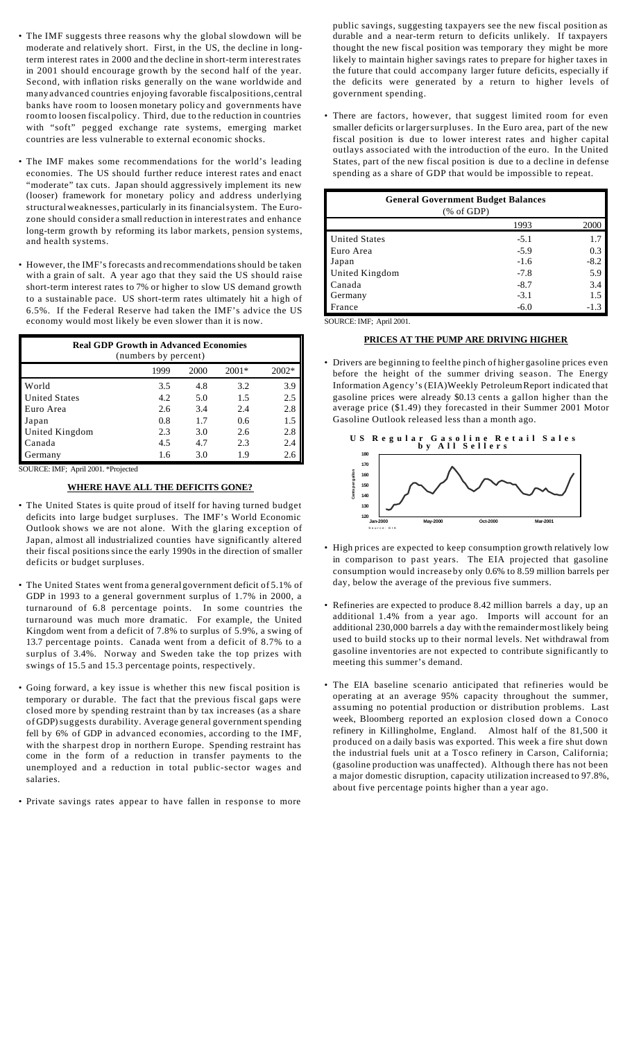- The IMF suggests three reasons why the global slowdown will be moderate and relatively short. First, in the US, the decline in long-term interest rates in 2000 and the decline in short-term interest rates in 2001 should encourage growth by the second half of the year. Second, with inflation risks generally on the wane worldwide and many advanced countries enjoying favorable fiscal positions, central banks have room to loosen monetary policy and governments have room to loosen fiscal policy. Third, due to the reduction in countries with "soft" pegged exchange rate systems, emerging market countries are less vulnerable to external economic shocks.

- The IMF makes some recommendations for the world's leading economies. The US should further reduce interest rates and enact "moderate" tax cuts. Japan should aggressively implement its new (looser) framework for monetary policy and address underlying structural weaknesses, particularly in its financial system. The Euro-zone should consider a small reduction in interest rates and enhance long-term growth by reforming its labor markets, pension systems, and health systems.

- However, the IMF's forecasts and recommendations should be taken with a grain of salt. A year ago that they said the US should raise short-term interest rates to 7% or higher to slow US demand growth to a sustainable pace. US short-term rates ultimately hit a high of 6.5%. If the Federal Reserve had taken the IMF's advice the US economy would most likely be even slower than it is now.

| Real GDP Growth in Advanced Economies (numbers by percent) | | | | |
|---|---|---|---|---|
| | 1999 | 2000 | 2001* | 2002* |
| World | 3.5 | 4.8 | 3.2 | 3.9 |
| United States | 4.2 | 5.0 | 1.5 | 2.5 |
| Euro Area | 2.6 | 3.4 | 2.4 | 2.8 |
| Japan | 0.8 | 1.7 | 0.6 | 1.5 |
| United Kingdom | 2.3 | 3.0 | 2.6 | 2.8 |
| Canada | 4.5 | 4.7 | 2.3 | 2.4 |
| Germany | 1.6 | 3.0 | 1.9 | 2.6 |

SOURCE: IMF; April 2001. *Projected

## WHERE HAVE ALL THE DEFICITS GONE?

- The United States is quite proud of itself for having turned budget deficits into large budget surpluses. The IMF's World Economic Outlook shows we are not alone. With the glaring exception of Japan, almost all industrialized counties have significantly altered their fiscal positions since the early 1990s in the direction of smaller deficits or budget surpluses.

- The United States went from a general government deficit of 5.1% of GDP in 1993 to a general government surplus of 1.7% in 2000, a turnaround of 6.8 percentage points. In some countries the turnaround was much more dramatic. For example, the United Kingdom went from a deficit of 7.8% to surplus of 5.9%, a swing of 13.7 percentage points. Canada went from a deficit of 8.7% to a surplus of 3.4%. Norway and Sweden take the top prizes with swings of 15.5 and 15.3 percentage points, respectively.

- Going forward, a key issue is whether this new fiscal position is temporary or durable. The fact that the previous fiscal gaps were closed more by spending restraint than by tax increases (as a share of GDP) suggests durability. Average general government spending fell by 6% of GDP in advanced economies, according to the IMF, with the sharpest drop in northern Europe. Spending restraint has come in the form of a reduction in transfer payments to the unemployed and a reduction in total public-sector wages and salaries.

- Private savings rates appear to have fallen in response to more public savings, suggesting taxpayers see the new fiscal position as durable and a near-term return to deficits unlikely. If taxpayers thought the new fiscal position was temporary they might be more likely to maintain higher savings rates to prepare for higher taxes in the future that could accompany larger future deficits, especially if the deficits were generated by a return to higher levels of government spending.

- There are factors, however, that suggest limited room for even smaller deficits or larger surpluses. In the Euro area, part of the new fiscal position is due to lower interest rates and higher capital outlays associated with the introduction of the euro. In the United States, part of the new fiscal position is due to a decline in defense spending as a share of GDP that would be impossible to repeat.

| General Government Budget Balances (% of GDP) | | |
|---|---|---|
| | 1993 | 2000 |
| United States | -5.1 | 1.7 |
| Euro Area | -5.9 | 0.3 |
| Japan | -1.6 | -8.2 |
| United Kingdom | -7.8 | 5.9 |
| Canada | -8.7 | 3.4 |
| Germany | -3.1 | 1.5 |
| France | -6.0 | -1.3 |

SOURCE: IMF; April 2001.

## PRICES AT THE PUMP ARE DRIVING HIGHER

- Drivers are beginning to feel the pinch of higher gasoline prices even before the height of the summer driving season. The Energy Information Agency's (EIA) Weekly Petroleum Report indicated that gasoline prices were already $0.13 cents a gallon higher than the average price ($1.49) they forecasted in their Summer 2001 Motor Gasoline Outlook released less than a month ago.

**US Regular Gasoline Retail Sales by All Sellers**

Source: EIA

- High prices are expected to keep consumption growth relatively low in comparison to past years. The EIA projected that gasoline consumption would increase by only 0.6% to 8.59 million barrels per day, below the average of the previous five summers.

- Refineries are expected to produce 8.42 million barrels a day, up an additional 1.4% from a year ago. Imports will account for an additional 230,000 barrels a day with the remainder most likely being used to build stocks up to their normal levels. Net withdrawal from gasoline inventories are not expected to contribute significantly to meeting this summer's demand.

- The EIA baseline scenario anticipated that refineries would be operating at an average 95% capacity throughout the summer, assuming no potential production or distribution problems. Last week, Bloomberg reported an explosion closed down a Conoco refinery in Killingholme, England. Almost half of the 81,500 it produced on a daily basis was exported. This week a fire shut down the industrial fuels unit at a Tosco refinery in Carson, California; (gasoline production was unaffected). Although there has not been a major domestic disruption, capacity utilization increased to 97.8%, about five percentage points higher than a year ago.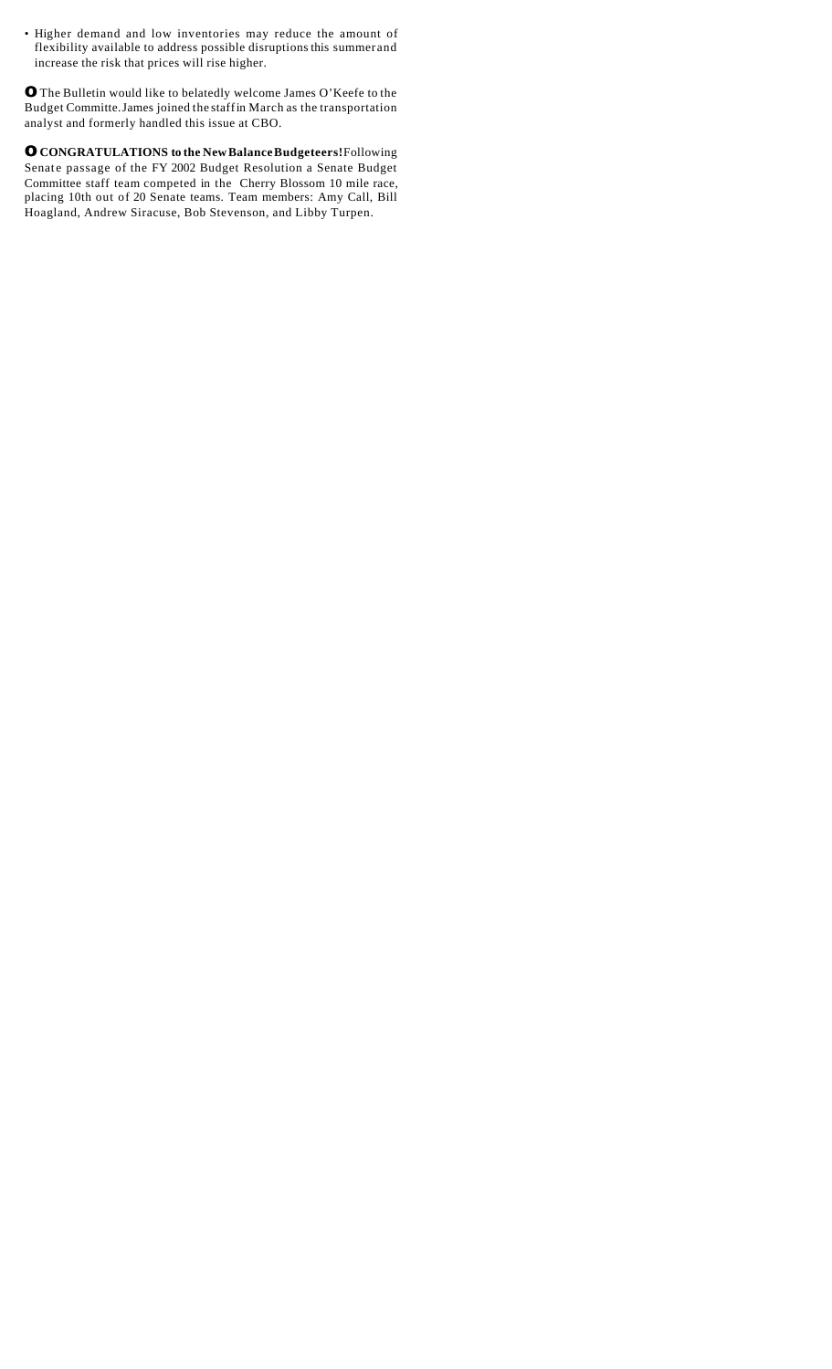- Higher demand and low inventories may reduce the amount of flexibility available to address possible disruptions this summer and increase the risk that prices will rise higher.

❶ The Bulletin would like to belatedly welcome James O'Keefe to the Budget Committe. James joined the staff in March as the transportation analyst and formerly handled this issue at CBO.

❶ **CONGRATULATIONS to the New Balance Budgeteers!** Following Senate passage of the FY 2002 Budget Resolution a Senate Budget Committee staff team competed in the Cherry Blossom 10 mile race, placing 10th out of 20 Senate teams. Team members: Amy Call, Bill Hoagland, Andrew Siracuse, Bob Stevenson, and Libby Turpen.